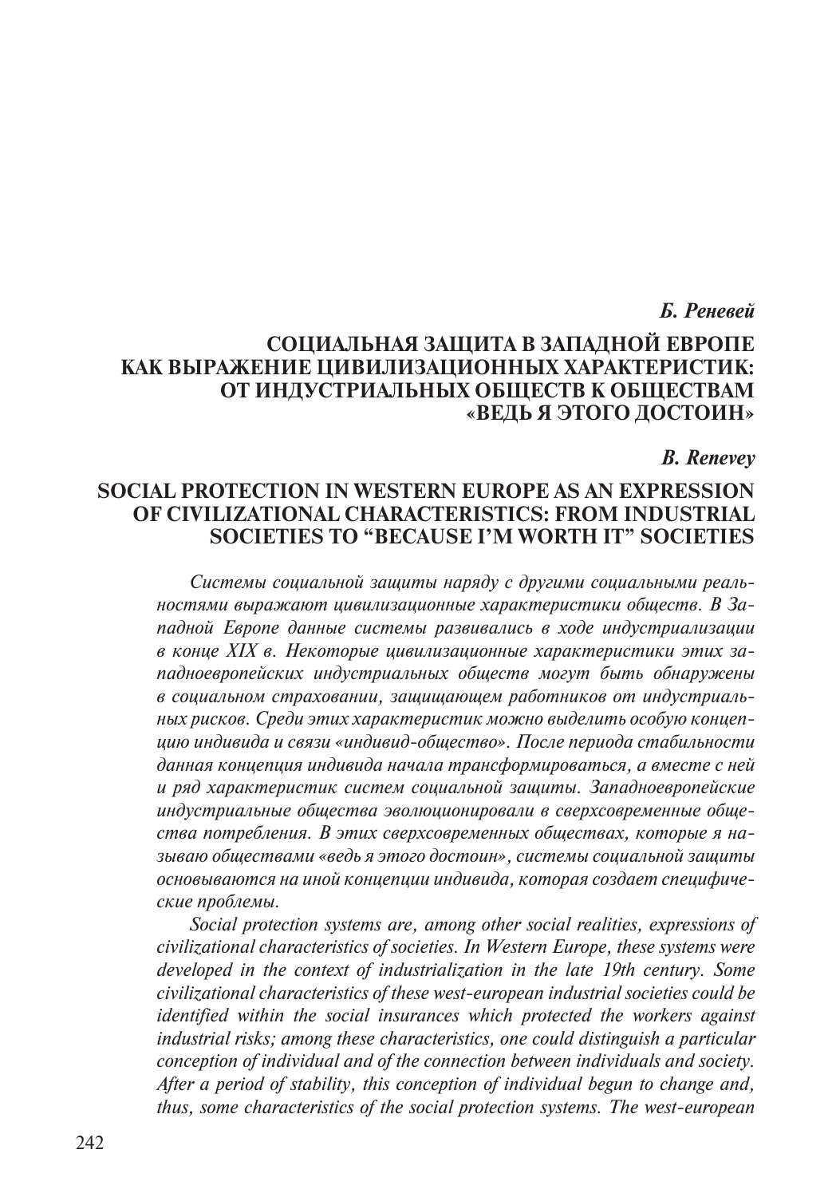***Б. Реневей***

# СОЦИАЛЬНАЯ ЗАЩИТА В ЗАПАДНОЙ ЕВРОПЕ КАК ВЫРАЖЕНИЕ ЦИВИЛИЗАЦИОННЫХ ХАРАКТЕРИСТИК: ОТ ИНДУСТРИАЛЬНЫХ ОБЩЕСТВ К ОБЩЕСТВАМ «ВЕДЬ Я ЭТОГО ДОСТОИН»

***B. Renevey***

# SOCIAL PROTECTION IN WESTERN EUROPE AS AN EXPRESSION OF CIVILIZATIONAL CHARACTERISTICS: FROM INDUSTRIAL SOCIETIES TO "BECAUSE I'M WORTH IT" SOCIETIES

*Системы социальной защиты наряду с другими социальными реальностями выражают цивилизационные характеристики обществ. В Западной Европе данные системы развивались в ходе индустриализации в конце XIX в. Некоторые цивилизационные характеристики этих западноевропейских индустриальных обществ могут быть обнаружены в социальном страховании, защищающем работников от индустриальных рисков. Среди этих характеристик можно выделить особую концепцию индивида и связи «индивид-общество». После периода стабильности данная концепция индивида начала трансформироваться, а вместе с ней и ряд характеристик систем социальной защиты. Западноевропейские индустриальные общества эволюционировали в сверхсовременные общества потребления. В этих сверхсовременных обществах, которые я называю обществами «ведь я этого достоин», системы социальной защиты основываются на иной концепции индивида, которая создает специфические проблемы.*

*Social protection systems are, among other social realities, expressions of civilizational characteristics of societies. In Western Europe, these systems were developed in the context of industrialization in the late 19th century. Some civilizational characteristics of these west-european industrial societies could be identified within the social insurances which protected the workers against industrial risks; among these characteristics, one could distinguish a particular conception of individual and of the connection between individuals and society. After a period of stability, this conception of individual begun to change and, thus, some characteristics of the social protection systems. The west-european*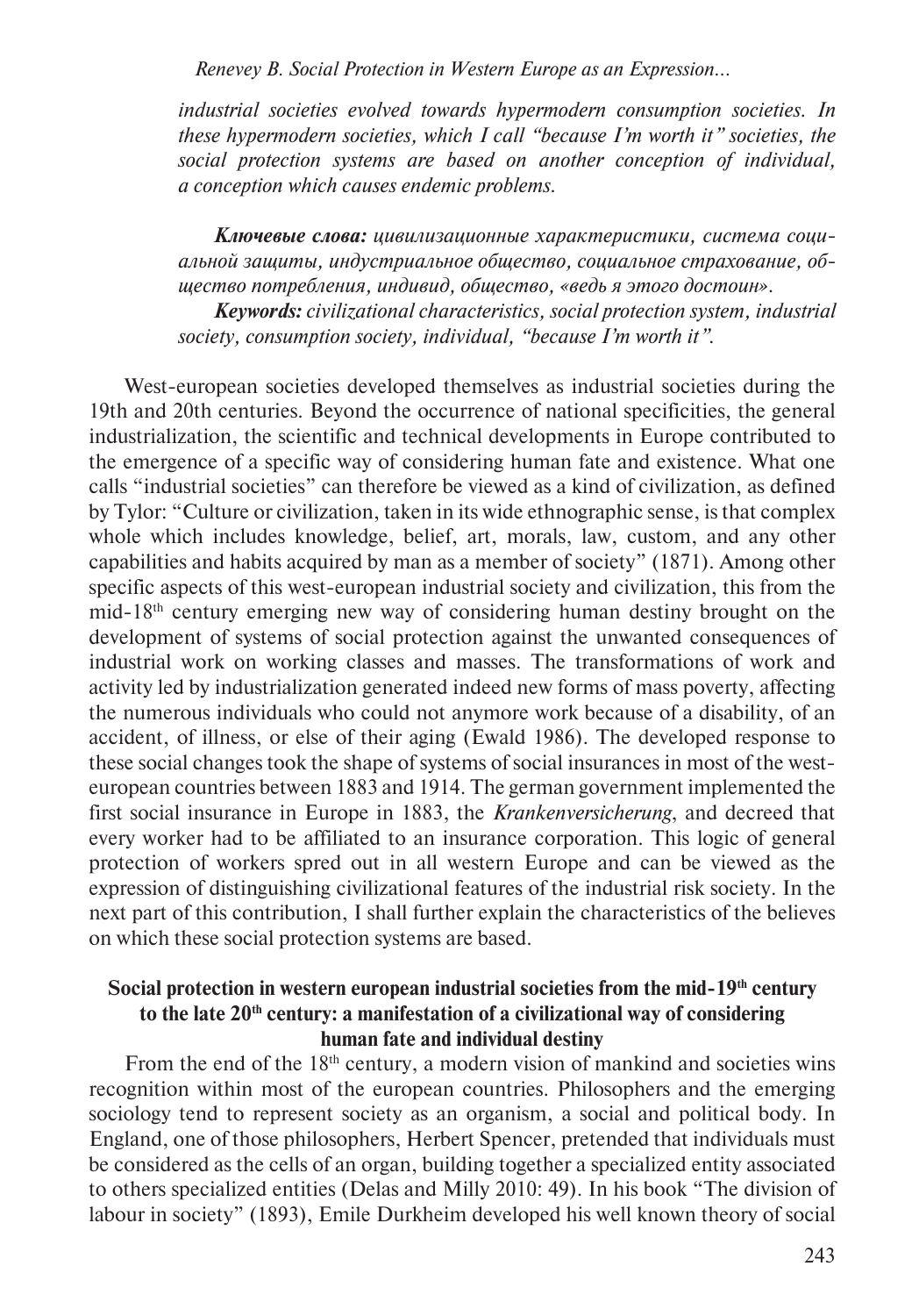*industrial societies evolved towards hypermodern consumption societies. In these hypermodern societies, which I call "because I'm worth it" societies, the social protection systems are based on another conception of individual, a conception which causes endemic problems.*

***Ключевые слова:*** *цивилизационные характеристики, система социальной защиты, индустриальное общество, социальное страхование, общество потребления, индивид, общество, «ведь я этого достоин».*

***Keywords:*** *civilizational characteristics, social protection system, industrial society, consumption society, individual, "because I'm worth it".*

West-european societies developed themselves as industrial societies during the 19th and 20th centuries. Beyond the occurrence of national specificities, the general industrialization, the scientific and technical developments in Europe contributed to the emergence of a specific way of considering human fate and existence. What one calls "industrial societies" can therefore be viewed as a kind of civilization, as defined by Tylor: "Culture or civilization, taken in its wide ethnographic sense, is that complex whole which includes knowledge, belief, art, morals, law, custom, and any other capabilities and habits acquired by man as a member of society" (1871). Among other specific aspects of this west-european industrial society and civilization, this from the mid-18th century emerging new way of considering human destiny brought on the development of systems of social protection against the unwanted consequences of industrial work on working classes and masses. The transformations of work and activity led by industrialization generated indeed new forms of mass poverty, affecting the numerous individuals who could not anymore work because of a disability, of an accident, of illness, or else of their aging (Ewald 1986). The developed response to these social changes took the shape of systems of social insurances in most of the west-european countries between 1883 and 1914. The german government implemented the first social insurance in Europe in 1883, the *Krankenversicherung*, and decreed that every worker had to be affiliated to an insurance corporation. This logic of general protection of workers spred out in all western Europe and can be viewed as the expression of distinguishing civilizational features of the industrial risk society. In the next part of this contribution, I shall further explain the characteristics of the believes on which these social protection systems are based.

## Social protection in western european industrial societies from the mid-19th century to the late 20th century: a manifestation of a civilizational way of considering human fate and individual destiny

From the end of the 18th century, a modern vision of mankind and societies wins recognition within most of the european countries. Philosophers and the emerging sociology tend to represent society as an organism, a social and political body. In England, one of those philosophers, Herbert Spencer, pretended that individuals must be considered as the cells of an organ, building together a specialized entity associated to others specialized entities (Delas and Milly 2010: 49). In his book "The division of labour in society" (1893), Emile Durkheim developed his well known theory of social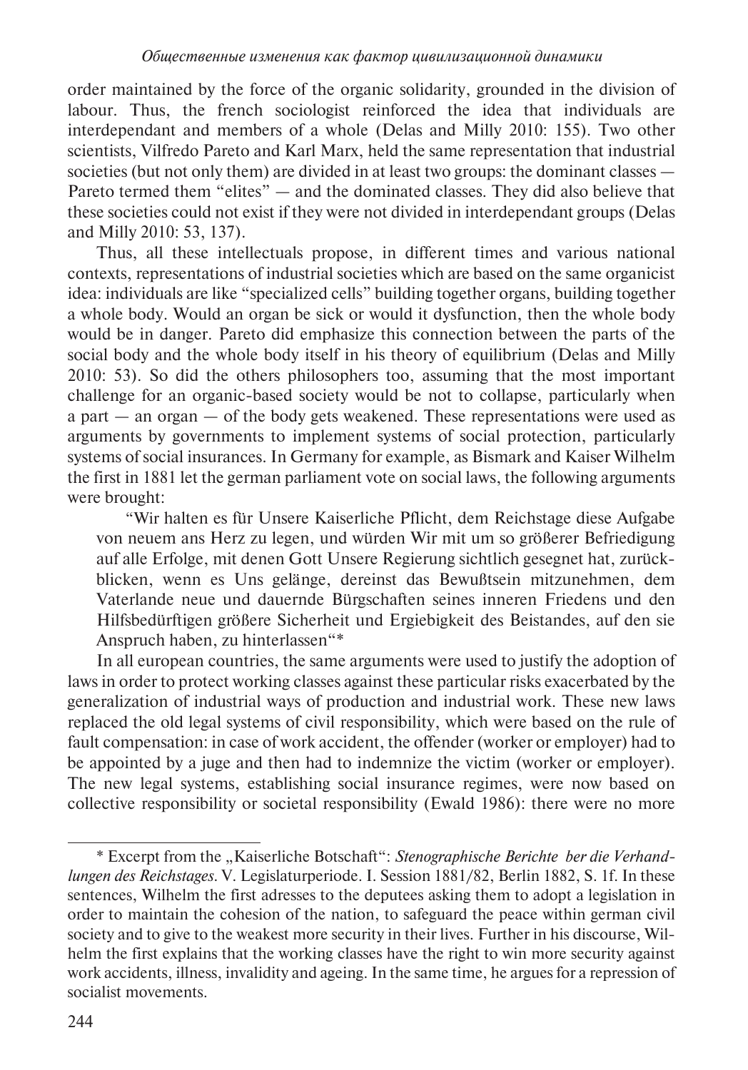order maintained by the force of the organic solidarity, grounded in the division of labour. Thus, the french sociologist reinforced the idea that individuals are interdependant and members of a whole (Delas and Milly 2010: 155). Two other scientists, Vilfredo Pareto and Karl Marx, held the same representation that industrial societies (but not only them) are divided in at least two groups: the dominant classes — Pareto termed them "elites" — and the dominated classes. They did also believe that these societies could not exist if they were not divided in interdependant groups (Delas and Milly 2010: 53, 137).

Thus, all these intellectuals propose, in different times and various national contexts, representations of industrial societies which are based on the same organicist idea: individuals are like "specialized cells" building together organs, building together a whole body. Would an organ be sick or would it dysfunction, then the whole body would be in danger. Pareto did emphasize this connection between the parts of the social body and the whole body itself in his theory of equilibrium (Delas and Milly 2010: 53). So did the others philosophers too, assuming that the most important challenge for an organic-based society would be not to collapse, particularly when a part — an organ — of the body gets weakened. These representations were used as arguments by governments to implement systems of social protection, particularly systems of social insurances. In Germany for example, as Bismark and Kaiser Wilhelm the first in 1881 let the german parliament vote on social laws, the following arguments were brought:

> "Wir halten es für Unsere Kaiserliche Pflicht, dem Reichstage diese Aufgabe von neuem ans Herz zu legen, und würden Wir mit um so größerer Befriedigung auf alle Erfolge, mit denen Gott Unsere Regierung sichtlich gesegnet hat, zurückblicken, wenn es Uns gelänge, dereinst das Bewußtsein mitzunehmen, dem Vaterlande neue und dauernde Bürgschaften seines inneren Friedens und den Hilfsbedürftigen größere Sicherheit und Ergiebigkeit des Beistandes, auf den sie Anspruch haben, zu hinterlassen"*

In all european countries, the same arguments were used to justify the adoption of laws in order to protect working classes against these particular risks exacerbated by the generalization of industrial ways of production and industrial work. These new laws replaced the old legal systems of civil responsibility, which were based on the rule of fault compensation: in case of work accident, the offender (worker or employer) had to be appointed by a juge and then had to indemnize the victim (worker or employer). The new legal systems, establishing social insurance regimes, were now based on collective responsibility or societal responsibility (Ewald 1986): there were no more

---

* Excerpt from the „Kaiserliche Botschaft": *Stenographische Berichte ber die Verhandlungen des Reichstages*. V. Legislaturperiode. I. Session 1881/82, Berlin 1882, S. 1f. In these sentences, Wilhelm the first adresses to the deputees asking them to adopt a legislation in order to maintain the cohesion of the nation, to safeguard the peace within german civil society and to give to the weakest more security in their lives. Further in his discourse, Wilhelm the first explains that the working classes have the right to win more security against work accidents, illness, invalidity and ageing. In the same time, he argues for a repression of socialist movements.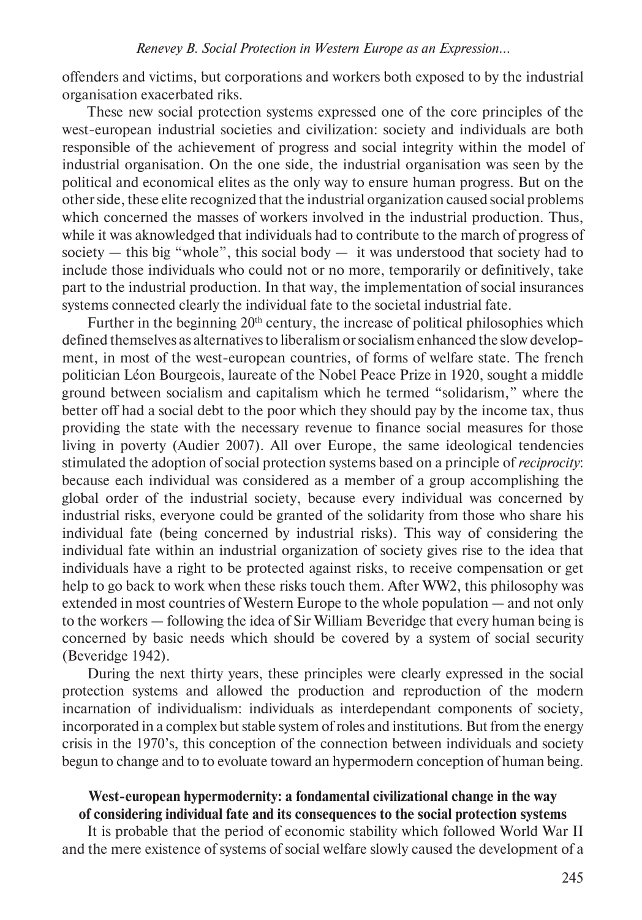offenders and victims, but corporations and workers both exposed to by the industrial organisation exacerbated riks.

These new social protection systems expressed one of the core principles of the west-european industrial societies and civilization: society and individuals are both responsible of the achievement of progress and social integrity within the model of industrial organisation. On the one side, the industrial organisation was seen by the political and economical elites as the only way to ensure human progress. But on the other side, these elite recognized that the industrial organization caused social problems which concerned the masses of workers involved in the industrial production. Thus, while it was aknowledged that individuals had to contribute to the march of progress of society — this big "whole", this social body — it was understood that society had to include those individuals who could not or no more, temporarily or definitively, take part to the industrial production. In that way, the implementation of social insurances systems connected clearly the individual fate to the societal industrial fate.

Further in the beginning 20th century, the increase of political philosophies which defined themselves as alternatives to liberalism or socialism enhanced the slow development, in most of the west-european countries, of forms of welfare state. The french politician Léon Bourgeois, laureate of the Nobel Peace Prize in 1920, sought a middle ground between socialism and capitalism which he termed "solidarism," where the better off had a social debt to the poor which they should pay by the income tax, thus providing the state with the necessary revenue to finance social measures for those living in poverty (Audier 2007). All over Europe, the same ideological tendencies stimulated the adoption of social protection systems based on a principle of *reciprocity*: because each individual was considered as a member of a group accomplishing the global order of the industrial society, because every individual was concerned by industrial risks, everyone could be granted of the solidarity from those who share his individual fate (being concerned by industrial risks). This way of considering the individual fate within an industrial organization of society gives rise to the idea that individuals have a right to be protected against risks, to receive compensation or get help to go back to work when these risks touch them. After WW2, this philosophy was extended in most countries of Western Europe to the whole population — and not only to the workers — following the idea of Sir William Beveridge that every human being is concerned by basic needs which should be covered by a system of social security (Beveridge 1942).

During the next thirty years, these principles were clearly expressed in the social protection systems and allowed the production and reproduction of the modern incarnation of individualism: individuals as interdependant components of society, incorporated in a complex but stable system of roles and institutions. But from the energy crisis in the 1970's, this conception of the connection between individuals and society begun to change and to to evoluate toward an hypermodern conception of human being.

## West-european hypermodernity: a fondamental civilizational change in the way of considering individual fate and its consequences to the social protection systems

It is probable that the period of economic stability which followed World War II and the mere existence of systems of social welfare slowly caused the development of a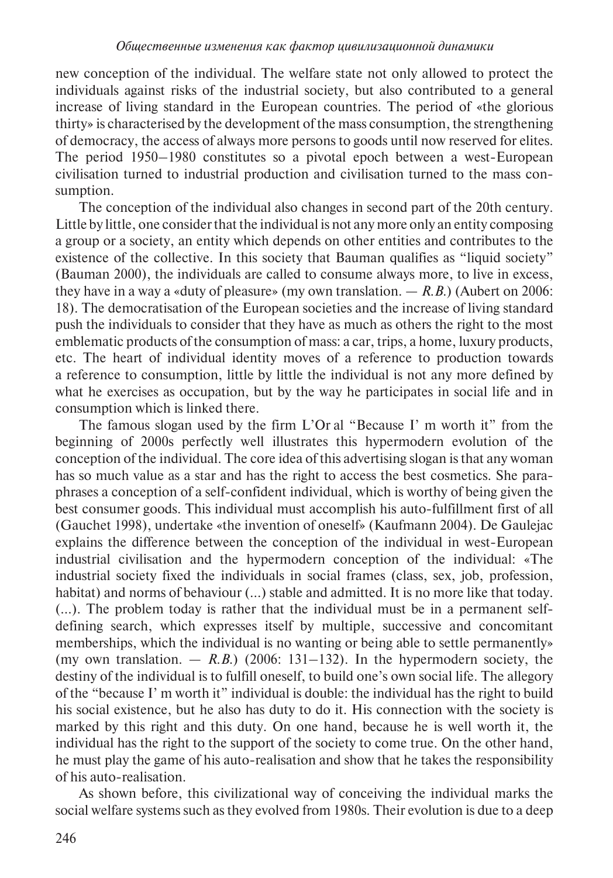new conception of the individual. The welfare state not only allowed to protect the individuals against risks of the industrial society, but also contributed to a general increase of living standard in the European countries. The period of «the glorious thirty» is characterised by the development of the mass consumption, the strengthening of democracy, the access of always more persons to goods until now reserved for elites. The period 1950–1980 constitutes so a pivotal epoch between a west-European civilisation turned to industrial production and civilisation turned to the mass consumption.

The conception of the individual also changes in second part of the 20th century. Little by little, one consider that the individual is not any more only an entity composing a group or a society, an entity which depends on other entities and contributes to the existence of the collective. In this society that Bauman qualifies as "liquid society" (Bauman 2000), the individuals are called to consume always more, to live in excess, they have in a way a «duty of pleasure» (my own translation. — *R.B.*) (Aubert on 2006: 18). The democratisation of the European societies and the increase of living standard push the individuals to consider that they have as much as others the right to the most emblematic products of the consumption of mass: a car, trips, a home, luxury products, etc. The heart of individual identity moves of a reference to production towards a reference to consumption, little by little the individual is not any more defined by what he exercises as occupation, but by the way he participates in social life and in consumption which is linked there.

The famous slogan used by the firm L'Or al "Because I' m worth it" from the beginning of 2000s perfectly well illustrates this hypermodern evolution of the conception of the individual. The core idea of this advertising slogan is that any woman has so much value as a star and has the right to access the best cosmetics. She paraphrases a conception of a self-confident individual, which is worthy of being given the best consumer goods. This individual must accomplish his auto-fulfillment first of all (Gauchet 1998), undertake «the invention of oneself» (Kaufmann 2004). De Gaulejac explains the difference between the conception of the individual in west-European industrial civilisation and the hypermodern conception of the individual: «The industrial society fixed the individuals in social frames (class, sex, job, profession, habitat) and norms of behaviour (...) stable and admitted. It is no more like that today. (...). The problem today is rather that the individual must be in a permanent self-defining search, which expresses itself by multiple, successive and concomitant memberships, which the individual is no wanting or being able to settle permanently» (my own translation. — *R.B.*) (2006: 131–132). In the hypermodern society, the destiny of the individual is to fulfill oneself, to build one's own social life. The allegory of the "because I' m worth it" individual is double: the individual has the right to build his social existence, but he also has duty to do it. His connection with the society is marked by this right and this duty. On one hand, because he is well worth it, the individual has the right to the support of the society to come true. On the other hand, he must play the game of his auto-realisation and show that he takes the responsibility of his auto-realisation.

As shown before, this civilizational way of conceiving the individual marks the social welfare systems such as they evolved from 1980s. Their evolution is due to a deep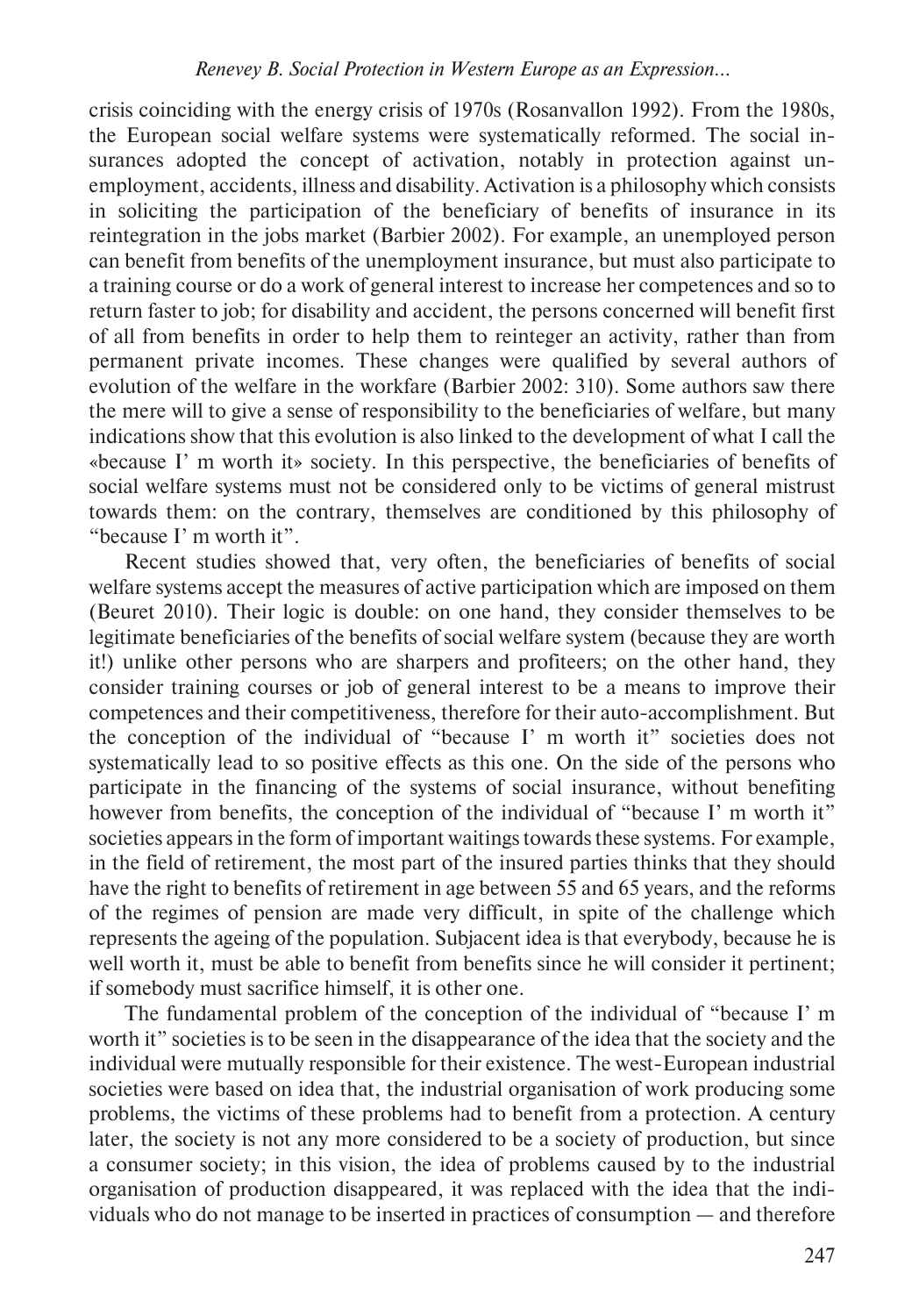crisis coinciding with the energy crisis of 1970s (Rosanvallon 1992). From the 1980s, the European social welfare systems were systematically reformed. The social insurances adopted the concept of activation, notably in protection against unemployment, accidents, illness and disability. Activation is a philosophy which consists in soliciting the participation of the beneficiary of benefits of insurance in its reintegration in the jobs market (Barbier 2002). For example, an unemployed person can benefit from benefits of the unemployment insurance, but must also participate to a training course or do a work of general interest to increase her competences and so to return faster to job; for disability and accident, the persons concerned will benefit first of all from benefits in order to help them to reinteger an activity, rather than from permanent private incomes. These changes were qualified by several authors of evolution of the welfare in the workfare (Barbier 2002: 310). Some authors saw there the mere will to give a sense of responsibility to the beneficiaries of welfare, but many indications show that this evolution is also linked to the development of what I call the «because I' m worth it» society. In this perspective, the beneficiaries of benefits of social welfare systems must not be considered only to be victims of general mistrust towards them: on the contrary, themselves are conditioned by this philosophy of "because I' m worth it".

Recent studies showed that, very often, the beneficiaries of benefits of social welfare systems accept the measures of active participation which are imposed on them (Beuret 2010). Their logic is double: on one hand, they consider themselves to be legitimate beneficiaries of the benefits of social welfare system (because they are worth it!) unlike other persons who are sharpers and profiteers; on the other hand, they consider training courses or job of general interest to be a means to improve their competences and their competitiveness, therefore for their auto-accomplishment. But the conception of the individual of "because I' m worth it" societies does not systematically lead to so positive effects as this one. On the side of the persons who participate in the financing of the systems of social insurance, without benefiting however from benefits, the conception of the individual of "because I' m worth it" societies appears in the form of important waitings towards these systems. For example, in the field of retirement, the most part of the insured parties thinks that they should have the right to benefits of retirement in age between 55 and 65 years, and the reforms of the regimes of pension are made very difficult, in spite of the challenge which represents the ageing of the population. Subjacent idea is that everybody, because he is well worth it, must be able to benefit from benefits since he will consider it pertinent; if somebody must sacrifice himself, it is other one.

The fundamental problem of the conception of the individual of "because I' m worth it" societies is to be seen in the disappearance of the idea that the society and the individual were mutually responsible for their existence. The west-European industrial societies were based on idea that, the industrial organisation of work producing some problems, the victims of these problems had to benefit from a protection. A century later, the society is not any more considered to be a society of production, but since a consumer society; in this vision, the idea of problems caused by to the industrial organisation of production disappeared, it was replaced with the idea that the individuals who do not manage to be inserted in practices of consumption — and therefore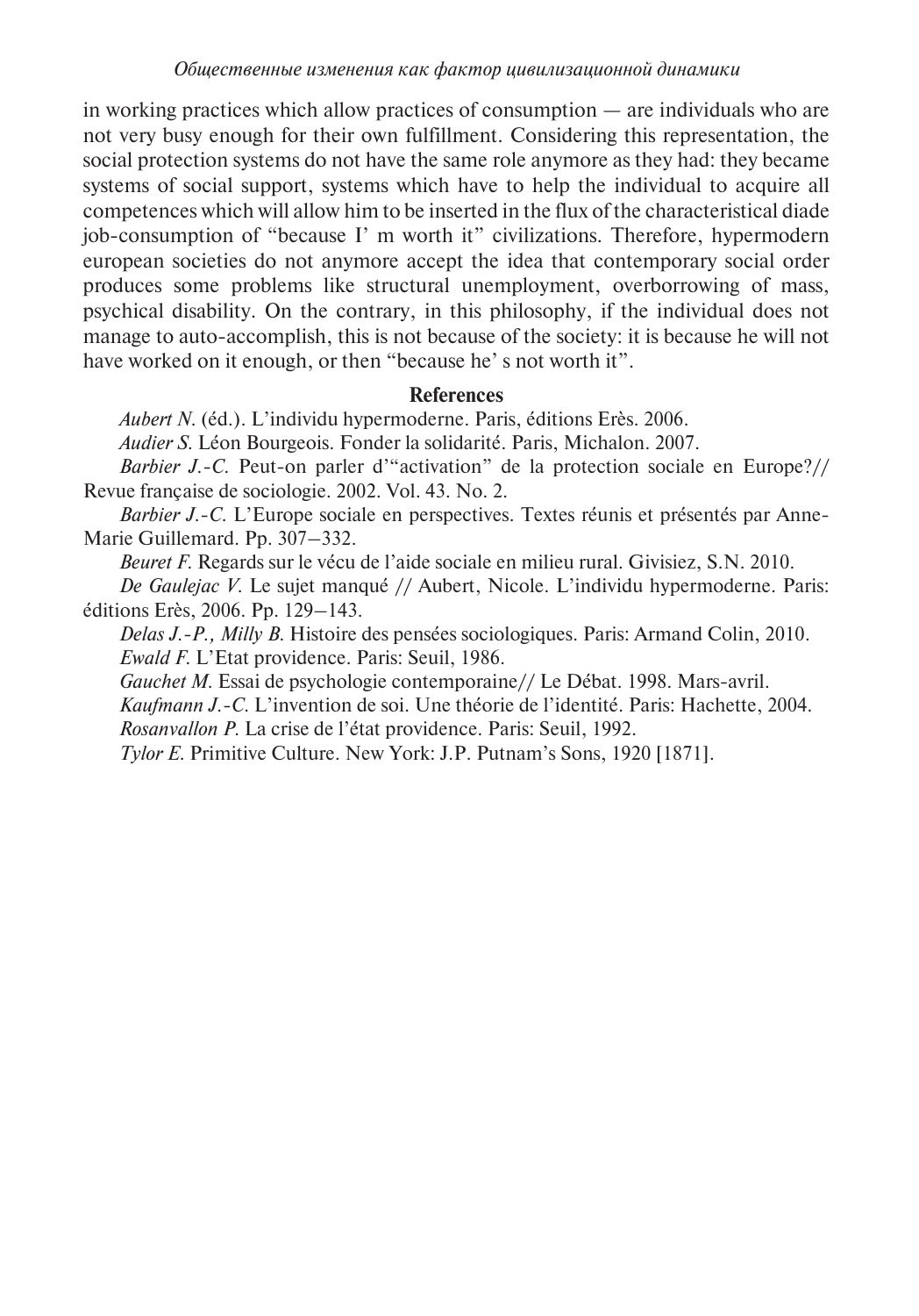in working practices which allow practices of consumption — are individuals who are not very busy enough for their own fulfillment. Considering this representation, the social protection systems do not have the same role anymore as they had: they became systems of social support, systems which have to help the individual to acquire all competences which will allow him to be inserted in the flux of the characteristical diade job-consumption of "because I' m worth it" civilizations. Therefore, hypermodern european societies do not anymore accept the idea that contemporary social order produces some problems like structural unemployment, overborrowing of mass, psychical disability. On the contrary, in this philosophy, if the individual does not manage to auto-accomplish, this is not because of the society: it is because he will not have worked on it enough, or then "because he' s not worth it".

## References

*Aubert N.* (éd.). L'individu hypermoderne. Paris, éditions Erès. 2006.

*Audier S.* Léon Bourgeois. Fonder la solidarité. Paris, Michalon. 2007.

*Barbier J.-C.* Peut-on parler d'"activation" de la protection sociale en Europe?// Revue française de sociologie. 2002. Vol. 43. No. 2.

*Barbier J.-C.* L'Europe sociale en perspectives. Textes réunis et présentés par Anne-Marie Guillemard. Pp. 307–332.

*Beuret F.* Regards sur le vécu de l'aide sociale en milieu rural. Givisiez, S.N. 2010.

*De Gaulejac V.* Le sujet manqué // Aubert, Nicole. L'individu hypermoderne. Paris: éditions Erès, 2006. Pp. 129–143.

*Delas J.-P., Milly B.* Histoire des pensées sociologiques. Paris: Armand Colin, 2010.

*Ewald F.* L'Etat providence. Paris: Seuil, 1986.

*Gauchet M.* Essai de psychologie contemporaine// Le Débat. 1998. Mars-avril.

*Kaufmann J.-C.* L'invention de soi. Une théorie de l'identité. Paris: Hachette, 2004.

*Rosanvallon P.* La crise de l'état providence. Paris: Seuil, 1992.

*Tylor E.* Primitive Culture. New York: J.P. Putnam's Sons, 1920 [1871].